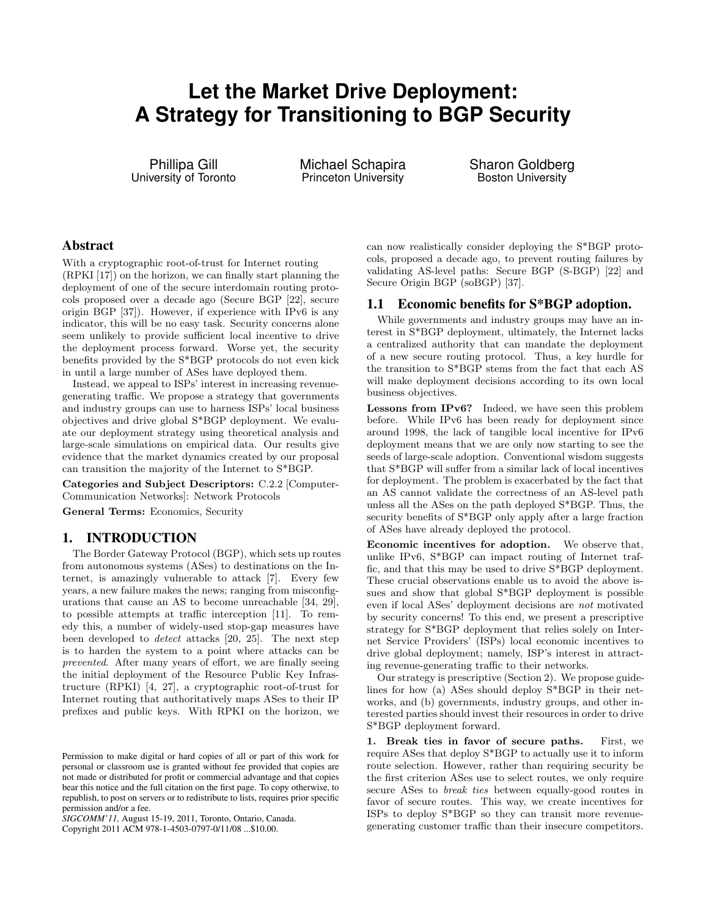# Let the Market Drive Deployment: A Strategy for Transitioning to BGP Security

Phillipa Gill
University of Toronto

Michael Schapira
Princeton University

Sharon Goldberg
Boston University

## Abstract

With a cryptographic root-of-trust for Internet routing (RPKI [17]) on the horizon, we can finally start planning the deployment of one of the secure interdomain routing protocols proposed over a decade ago (Secure BGP [22], secure origin BGP [37]). However, if experience with IPv6 is any indicator, this will be no easy task. Security concerns alone seem unlikely to provide sufficient local incentive to drive the deployment process forward. Worse yet, the security benefits provided by the S*BGP protocols do not even kick in until a large number of ASes have deployed them.

Instead, we appeal to ISPs' interest in increasing revenue-generating traffic. We propose a strategy that governments and industry groups can use to harness ISPs' local business objectives and drive global S*BGP deployment. We evaluate our deployment strategy using theoretical analysis and large-scale simulations on empirical data. Our results give evidence that the market dynamics created by our proposal can transition the majority of the Internet to S*BGP.

**Categories and Subject Descriptors:** C.2.2 [Computer-Communication Networks]: Network Protocols

**General Terms:** Economics, Security

## 1. INTRODUCTION

The Border Gateway Protocol (BGP), which sets up routes from autonomous systems (ASes) to destinations on the Internet, is amazingly vulnerable to attack [7]. Every few years, a new failure makes the news; ranging from misconfigurations that cause an AS to become unreachable [34, 29], to possible attempts at traffic interception [11]. To remedy this, a number of widely-used stop-gap measures have been developed to *detect* attacks [20, 25]. The next step is to harden the system to a point where attacks can be *prevented*. After many years of effort, we are finally seeing the initial deployment of the Resource Public Key Infrastructure (RPKI) [4, 27], a cryptographic root-of-trust for Internet routing that authoritatively maps ASes to their IP prefixes and public keys. With RPKI on the horizon, we can now realistically consider deploying the S*BGP protocols, proposed a decade ago, to prevent routing failures by validating AS-level paths: Secure BGP (S-BGP) [22] and Secure Origin BGP (soBGP) [37].

Permission to make digital or hard copies of all or part of this work for personal or classroom use is granted without fee provided that copies are not made or distributed for profit or commercial advantage and that copies bear this notice and the full citation on the first page. To copy otherwise, to republish, to post on servers or to redistribute to lists, requires prior specific permission and/or a fee.
*SIGCOMM'11,* August 15-19, 2011, Toronto, Ontario, Canada.
Copyright 2011 ACM 978-1-4503-0797-0/11/08 ...$10.00.

### 1.1 Economic benefits for S*BGP adoption.

While governments and industry groups may have an interest in S*BGP deployment, ultimately, the Internet lacks a centralized authority that can mandate the deployment of a new secure routing protocol. Thus, a key hurdle for the transition to S*BGP stems from the fact that each AS will make deployment decisions according to its own local business objectives.

**Lessons from IPv6?** Indeed, we have seen this problem before. While IPv6 has been ready for deployment since around 1998, the lack of tangible local incentive for IPv6 deployment means that we are only now starting to see the seeds of large-scale adoption. Conventional wisdom suggests that S*BGP will suffer from a similar lack of local incentives for deployment. The problem is exacerbated by the fact that an AS cannot validate the correctness of an AS-level path unless all the ASes on the path deployed S*BGP. Thus, the security benefits of S*BGP only apply after a large fraction of ASes have already deployed the protocol.

**Economic incentives for adoption.** We observe that, unlike IPv6, S*BGP can impact routing of Internet traffic, and that this may be used to drive S*BGP deployment. These crucial observations enable us to avoid the above issues and show that global S*BGP deployment is possible even if local ASes' deployment decisions are *not* motivated by security concerns! To this end, we present a prescriptive strategy for S*BGP deployment that relies solely on Internet Service Providers' (ISPs) local economic incentives to drive global deployment; namely, ISP's interest in attracting revenue-generating traffic to their networks.

Our strategy is prescriptive (Section 2). We propose guidelines for how (a) ASes should deploy S*BGP in their networks, and (b) governments, industry groups, and other interested parties should invest their resources in order to drive S*BGP deployment forward.

**1. Break ties in favor of secure paths.** First, we require ASes that deploy S*BGP to actually use it to inform route selection. However, rather than requiring security be the first criterion ASes use to select routes, we only require secure ASes to *break ties* between equally-good routes in favor of secure routes. This way, we create incentives for ISPs to deploy S*BGP so they can transit more revenue-generating customer traffic than their insecure competitors.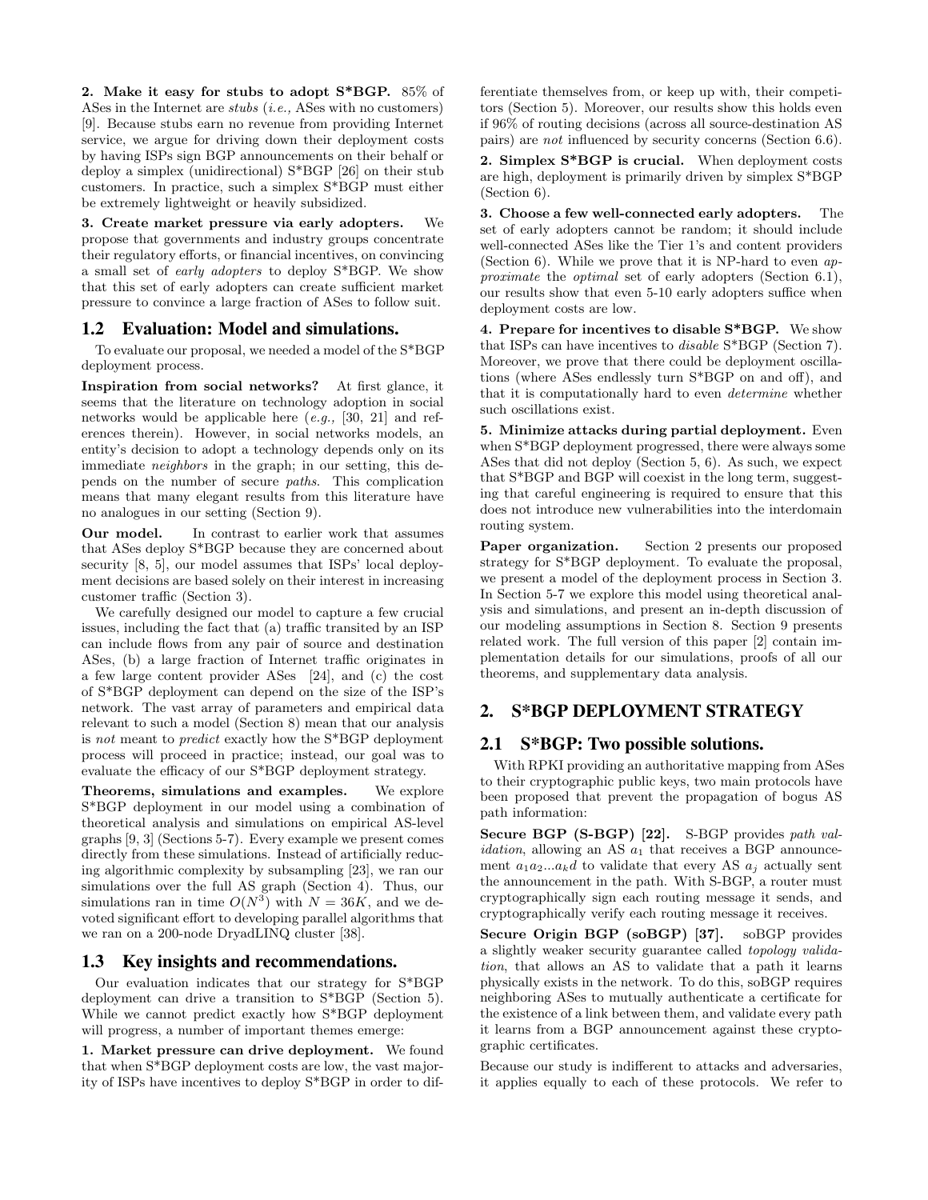**2. Make it easy for stubs to adopt S*BGP.** 85% of ASes in the Internet are *stubs* (*i.e.,* ASes with no customers) [9]. Because stubs earn no revenue from providing Internet service, we argue for driving down their deployment costs by having ISPs sign BGP announcements on their behalf or deploy a simplex (unidirectional) S*BGP [26] on their stub customers. In practice, such a simplex S*BGP must either be extremely lightweight or heavily subsidized.

**3. Create market pressure via early adopters.** We propose that governments and industry groups concentrate their regulatory efforts, or financial incentives, on convincing a small set of *early adopters* to deploy S*BGP. We show that this set of early adopters can create sufficient market pressure to convince a large fraction of ASes to follow suit.

## 1.2 Evaluation: Model and simulations.

To evaluate our proposal, we needed a model of the S*BGP deployment process.

**Inspiration from social networks?** At first glance, it seems that the literature on technology adoption in social networks would be applicable here (*e.g.,* [30, 21] and references therein). However, in social networks models, an entity's decision to adopt a technology depends only on its immediate *neighbors* in the graph; in our setting, this depends on the number of secure *paths*. This complication means that many elegant results from this literature have no analogues in our setting (Section 9).

**Our model.** In contrast to earlier work that assumes that ASes deploy S*BGP because they are concerned about security [8, 5], our model assumes that ISPs' local deployment decisions are based solely on their interest in increasing customer traffic (Section 3).

We carefully designed our model to capture a few crucial issues, including the fact that (a) traffic transited by an ISP can include flows from any pair of source and destination ASes, (b) a large fraction of Internet traffic originates in a few large content provider ASes [24], and (c) the cost of S*BGP deployment can depend on the size of the ISP's network. The vast array of parameters and empirical data relevant to such a model (Section 8) mean that our analysis is *not* meant to *predict* exactly how the S*BGP deployment process will proceed in practice; instead, our goal was to evaluate the efficacy of our S*BGP deployment strategy.

**Theorems, simulations and examples.** We explore S*BGP deployment in our model using a combination of theoretical analysis and simulations on empirical AS-level graphs [9, 3] (Sections 5-7). Every example we present comes directly from these simulations. Instead of artificially reducing algorithmic complexity by subsampling [23], we ran our simulations over the full AS graph (Section 4). Thus, our simulations ran in time $O(N^3)$ with $N = 36K$, and we devoted significant effort to developing parallel algorithms that we ran on a 200-node DryadLINQ cluster [38].

## 1.3 Key insights and recommendations.

Our evaluation indicates that our strategy for S*BGP deployment can drive a transition to S*BGP (Section 5). While we cannot predict exactly how S*BGP deployment will progress, a number of important themes emerge:

**1. Market pressure can drive deployment.** We found that when S*BGP deployment costs are low, the vast majority of ISPs have incentives to deploy S*BGP in order to differentiate themselves from, or keep up with, their competitors (Section 5). Moreover, our results show this holds even if 96% of routing decisions (across all source-destination AS pairs) are *not* influenced by security concerns (Section 6.6).

**2. Simplex S*BGP is crucial.** When deployment costs are high, deployment is primarily driven by simplex S*BGP (Section 6).

**3. Choose a few well-connected early adopters.** The set of early adopters cannot be random; it should include well-connected ASes like the Tier 1's and content providers (Section 6). While we prove that it is NP-hard to even *approximate* the *optimal* set of early adopters (Section 6.1), our results show that even 5-10 early adopters suffice when deployment costs are low.

**4. Prepare for incentives to disable S*BGP.** We show that ISPs can have incentives to *disable* S*BGP (Section 7). Moreover, we prove that there could be deployment oscillations (where ASes endlessly turn S*BGP on and off), and that it is computationally hard to even *determine* whether such oscillations exist.

**5. Minimize attacks during partial deployment.** Even when S*BGP deployment progressed, there were always some ASes that did not deploy (Section 5, 6). As such, we expect that S*BGP and BGP will coexist in the long term, suggesting that careful engineering is required to ensure that this does not introduce new vulnerabilities into the interdomain routing system.

**Paper organization.** Section 2 presents our proposed strategy for S*BGP deployment. To evaluate the proposal, we present a model of the deployment process in Section 3. In Section 5-7 we explore this model using theoretical analysis and simulations, and present an in-depth discussion of our modeling assumptions in Section 8. Section 9 presents related work. The full version of this paper [2] contain implementation details for our simulations, proofs of all our theorems, and supplementary data analysis.

# 2. S*BGP DEPLOYMENT STRATEGY

## 2.1 S*BGP: Two possible solutions.

With RPKI providing an authoritative mapping from ASes to their cryptographic public keys, two main protocols have been proposed that prevent the propagation of bogus AS path information:

**Secure BGP (S-BGP) [22].** S-BGP provides *path validation*, allowing an AS $a_1$ that receives a BGP announcement $a_1a_2...a_kd$ to validate that every AS $a_j$ actually sent the announcement in the path. With S-BGP, a router must cryptographically sign each routing message it sends, and cryptographically verify each routing message it receives.

**Secure Origin BGP (soBGP) [37].** soBGP provides a slightly weaker security guarantee called *topology validation*, that allows an AS to validate that a path it learns physically exists in the network. To do this, soBGP requires neighboring ASes to mutually authenticate a certificate for the existence of a link between them, and validate every path it learns from a BGP announcement against these cryptographic certificates.

Because our study is indifferent to attacks and adversaries, it applies equally to each of these protocols. We refer to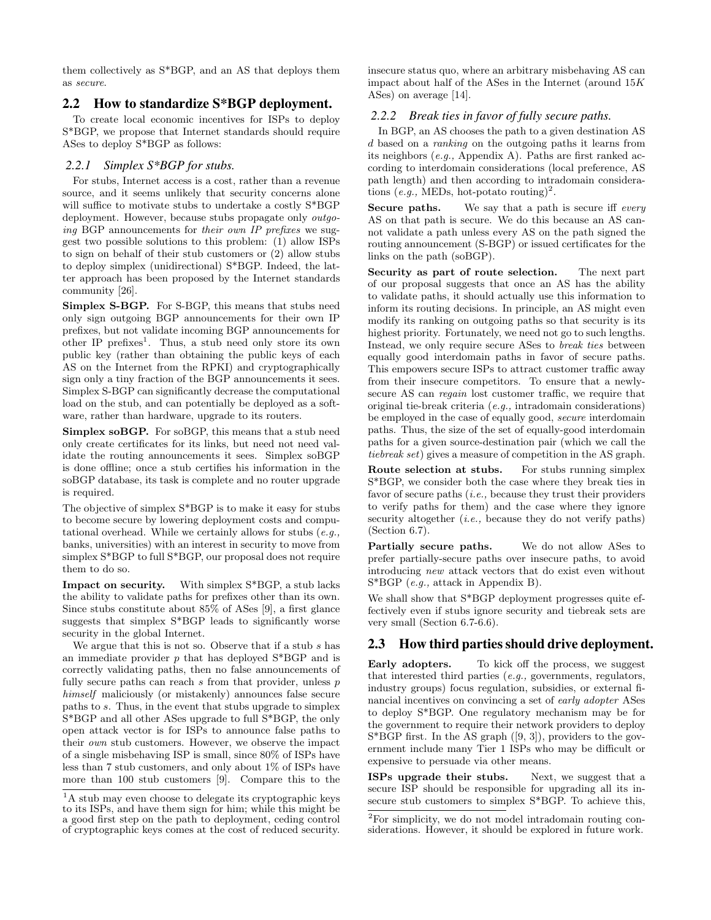them collectively as S*BGP, and an AS that deploys them as *secure*.

## 2.2 How to standardize S*BGP deployment.

To create local economic incentives for ISPs to deploy S*BGP, we propose that Internet standards should require ASes to deploy S*BGP as follows:

### 2.2.1 Simplex S*BGP for stubs.

For stubs, Internet access is a cost, rather than a revenue source, and it seems unlikely that security concerns alone will suffice to motivate stubs to undertake a costly S*BGP deployment. However, because stubs propagate only *outgoing* BGP announcements for *their own IP prefixes* we suggest two possible solutions to this problem: (1) allow ISPs to sign on behalf of their stub customers or (2) allow stubs to deploy simplex (unidirectional) S*BGP. Indeed, the latter approach has been proposed by the Internet standards community [26].

**Simplex S-BGP.** For S-BGP, this means that stubs need only sign outgoing BGP announcements for their own IP prefixes, but not validate incoming BGP announcements for other IP prefixes[1]. Thus, a stub need only store its own public key (rather than obtaining the public keys of each AS on the Internet from the RPKI) and cryptographically sign only a tiny fraction of the BGP announcements it sees. Simplex S-BGP can significantly decrease the computational load on the stub, and can potentially be deployed as a software, rather than hardware, upgrade to its routers.

**Simplex soBGP.** For soBGP, this means that a stub need only create certificates for its links, but need not need validate the routing announcements it sees. Simplex soBGP is done offline; once a stub certifies his information in the soBGP database, its task is complete and no router upgrade is required.

The objective of simplex S*BGP is to make it easy for stubs to become secure by lowering deployment costs and computational overhead. While we certainly allows for stubs (*e.g.,* banks, universities) with an interest in security to move from simplex S*BGP to full S*BGP, our proposal does not require them to do so.

**Impact on security.** With simplex S*BGP, a stub lacks the ability to validate paths for prefixes other than its own. Since stubs constitute about 85% of ASes [9], a first glance suggests that simplex S*BGP leads to significantly worse security in the global Internet.

We argue that this is not so. Observe that if a stub $s$ has an immediate provider $p$ that has deployed S*BGP and is correctly validating paths, then no false announcements of fully secure paths can reach $s$ from that provider, unless $p$ *himself* maliciously (or mistakenly) announces false secure paths to $s$. Thus, in the event that stubs upgrade to simplex S*BGP and all other ASes upgrade to full S*BGP, the only open attack vector is for ISPs to announce false paths to their *own* stub customers. However, we observe the impact of a single misbehaving ISP is small, since 80% of ISPs have less than 7 stub customers, and only about 1% of ISPs have more than 100 stub customers [9]. Compare this to the insecure status quo, where an arbitrary misbehaving AS can impact about half of the ASes in the Internet (around $15K$ ASes) on average [14].

[1] A stub may even choose to delegate its cryptographic keys to its ISPs, and have them sign for him; while this might be a good first step on the path to deployment, ceding control of cryptographic keys comes at the cost of reduced security.

### 2.2.2 Break ties in favor of fully secure paths.

In BGP, an AS chooses the path to a given destination AS $d$ based on a *ranking* on the outgoing paths it learns from its neighbors (*e.g.,* Appendix A). Paths are first ranked according to interdomain considerations (local preference, AS path length) and then according to intradomain considerations (*e.g.,* MEDs, hot-potato routing)[2].

**Secure paths.** We say that a path is secure iff *every* AS on that path is secure. We do this because an AS cannot validate a path unless every AS on the path signed the routing announcement (S-BGP) or issued certificates for the links on the path (soBGP).

**Security as part of route selection.** The next part of our proposal suggests that once an AS has the ability to validate paths, it should actually use this information to inform its routing decisions. In principle, an AS might even modify its ranking on outgoing paths so that security is its highest priority. Fortunately, we need not go to such lengths. Instead, we only require secure ASes to *break ties* between equally good interdomain paths in favor of secure paths. This empowers secure ISPs to attract customer traffic away from their insecure competitors. To ensure that a newly-secure AS can *regain* lost customer traffic, we require that original tie-break criteria (*e.g.,* intradomain considerations) be employed in the case of equally good, *secure* interdomain paths. Thus, the size of the set of equally-good interdomain paths for a given source-destination pair (which we call the *tiebreak set*) gives a measure of competition in the AS graph.

**Route selection at stubs.** For stubs running simplex S*BGP, we consider both the case where they break ties in favor of secure paths (*i.e.,* because they trust their providers to verify paths for them) and the case where they ignore security altogether (*i.e.,* because they do not verify paths) (Section 6.7).

**Partially secure paths.** We do not allow ASes to prefer partially-secure paths over insecure paths, to avoid introducing *new* attack vectors that do exist even without S*BGP (*e.g.,* attack in Appendix B).

We shall show that S*BGP deployment progresses quite effectively even if stubs ignore security and tiebreak sets are very small (Section 6.7-6.6).

## 2.3 How third parties should drive deployment.

**Early adopters.** To kick off the process, we suggest that interested third parties (*e.g.,* governments, regulators, industry groups) focus regulation, subsidies, or external financial incentives on convincing a set of *early adopter* ASes to deploy S*BGP. One regulatory mechanism may be for the government to require their network providers to deploy S*BGP first. In the AS graph ([9, 3]), providers to the government include many Tier 1 ISPs who may be difficult or expensive to persuade via other means.

**ISPs upgrade their stubs.** Next, we suggest that a secure ISP should be responsible for upgrading all its insecure stub customers to simplex S*BGP. To achieve this,

[2] For simplicity, we do not model intradomain routing considerations. However, it should be explored in future work.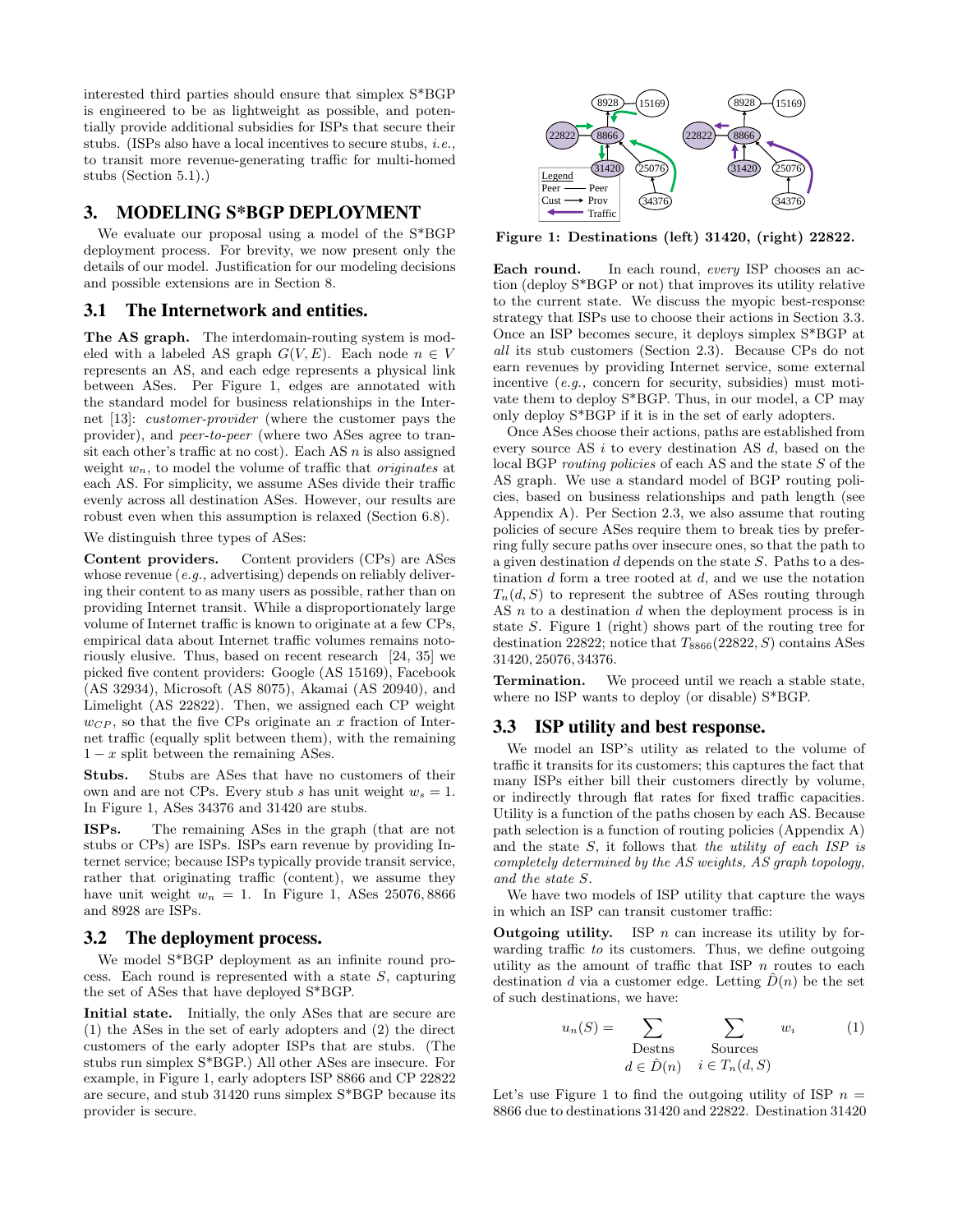interested third parties should ensure that simplex S*BGP is engineered to be as lightweight as possible, and potentially provide additional subsidies for ISPs that secure their stubs. (ISPs also have a local incentives to secure stubs, *i.e.,* to transit more revenue-generating traffic for multi-homed stubs (Section 5.1).)

## 3. MODELING S*BGP DEPLOYMENT

We evaluate our proposal using a model of the S*BGP deployment process. For brevity, we now present only the details of our model. Justification for our modeling decisions and possible extensions are in Section 8.

### 3.1 The Internetwork and entities.

**The AS graph.** The interdomain-routing system is modeled with a labeled AS graph $G(V, E)$. Each node $n \in V$ represents an AS, and each edge represents a physical link between ASes. Per Figure 1, edges are annotated with the standard model for business relationships in the Internet [13]: *customer-provider* (where the customer pays the provider), and *peer-to-peer* (where two ASes agree to transit each other's traffic at no cost). Each AS $n$ is also assigned weight $w_n$, to model the volume of traffic that *originates* at each AS. For simplicity, we assume ASes divide their traffic evenly across all destination ASes. However, our results are robust even when this assumption is relaxed (Section 6.8).

We distinguish three types of ASes:

**Content providers.** Content providers (CPs) are ASes whose revenue (*e.g.,* advertising) depends on reliably delivering their content to as many users as possible, rather than on providing Internet transit. While a disproportionately large volume of Internet traffic is known to originate at a few CPs, empirical data about Internet traffic volumes remains notoriously elusive. Thus, based on recent research [24, 35] we picked five content providers: Google (AS 15169), Facebook (AS 32934), Microsoft (AS 8075), Akamai (AS 20940), and Limelight (AS 22822). Then, we assigned each CP weight $w_{CP}$, so that the five CPs originate an $x$ fraction of Internet traffic (equally split between them), with the remaining $1-x$ split between the remaining ASes.

**Stubs.** Stubs are ASes that have no customers of their own and are not CPs. Every stub $s$ has unit weight $w_s = 1$. In Figure 1, ASes 34376 and 31420 are stubs.

**ISPs.** The remaining ASes in the graph (that are not stubs or CPs) are ISPs. ISPs earn revenue by providing Internet service; because ISPs typically provide transit service, rather that originating traffic (content), we assume they have unit weight $w_n = 1$. In Figure 1, ASes 25076, 8866 and 8928 are ISPs.

### 3.2 The deployment process.

We model S*BGP deployment as an infinite round process. Each round is represented with a state $S$, capturing the set of ASes that have deployed S*BGP.

**Initial state.** Initially, the only ASes that are secure are (1) the ASes in the set of early adopters and (2) the direct customers of the early adopter ISPs that are stubs. (The stubs run simplex S*BGP.) All other ASes are insecure. For example, in Figure 1, early adopters ISP 8866 and CP 22822 are secure, and stub 31420 runs simplex S*BGP because its provider is secure.

**Figure 1: Destinations (left) 31420, (right) 22822.**

**Each round.** In each round, *every* ISP chooses an action (deploy S*BGP or not) that improves its utility relative to the current state. We discuss the myopic best-response strategy that ISPs use to choose their actions in Section 3.3. Once an ISP becomes secure, it deploys simplex S*BGP at *all* its stub customers (Section 2.3). Because CPs do not earn revenues by providing Internet service, some external incentive (*e.g.,* concern for security, subsidies) must motivate them to deploy S*BGP. Thus, in our model, a CP may only deploy S*BGP if it is in the set of early adopters.

Once ASes choose their actions, paths are established from every source AS $i$ to every destination AS $d$, based on the local BGP *routing policies* of each AS and the state $S$ of the AS graph. We use a standard model of BGP routing policies, based on business relationships and path length (see Appendix A). Per Section 2.3, we also assume that routing policies of secure ASes require them to break ties by preferring fully secure paths over insecure ones, so that the path to a given destination $d$ depends on the state $S$. Paths to a destination $d$ form a tree rooted at $d$, and we use the notation $T_n(d, S)$ to represent the subtree of ASes routing through AS $n$ to a destination $d$ when the deployment process is in state $S$. Figure 1 (right) shows part of the routing tree for destination 22822; notice that $T_{8866}(22822, S)$ contains ASes 31420, 25076, 34376.

**Termination.** We proceed until we reach a stable state, where no ISP wants to deploy (or disable) S*BGP.

### 3.3 ISP utility and best response.

We model an ISP's utility as related to the volume of traffic it transits for its customers; this captures the fact that many ISPs either bill their customers directly by volume, or indirectly through flat rates for fixed traffic capacities. Utility is a function of the paths chosen by each AS. Because path selection is a function of routing policies (Appendix A) and the state $S$, it follows that *the utility of each ISP is completely determined by the AS weights, AS graph topology, and the state S.*

We have two models of ISP utility that capture the ways in which an ISP can transit customer traffic:

**Outgoing utility.** ISP $n$ can increase its utility by forwarding traffic *to* its customers. Thus, we define outgoing utility as the amount of traffic that ISP $n$ routes to each destination $d$ via a customer edge. Letting $\hat{D}(n)$ be the set of such destinations, we have:

$$u_n(S) = \sum_{\substack{\text{Destns} \\ d \in \hat{D}(n)}} \sum_{\substack{\text{Sources} \\ i \in T_n(d,S)}} w_i \tag{1}$$

Let's use Figure 1 to find the outgoing utility of ISP $n = 8866$ due to destinations 31420 and 22822. Destination 31420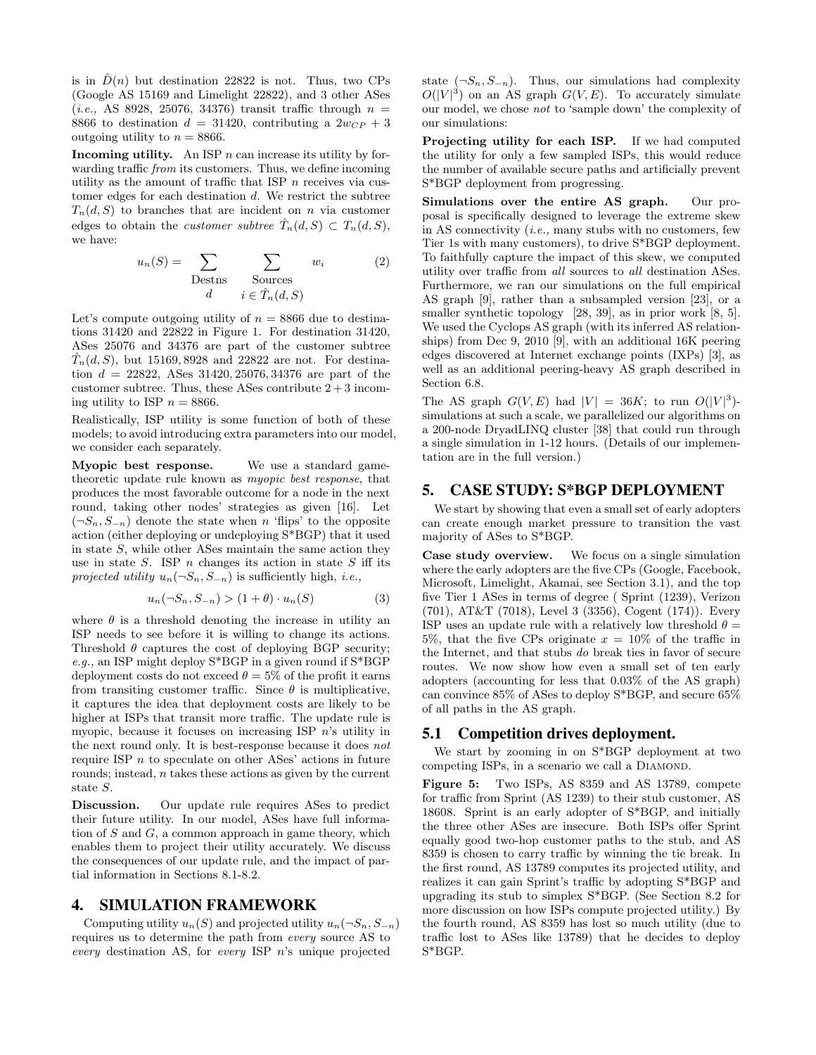is in $\hat{D}(n)$ but destination 22822 is not. Thus, two CPs (Google AS 15169 and Limelight 22822), and 3 other ASes (*i.e.,* AS 8928, 25076, 34376) transit traffic through $n = 8866$ to destination $d = 31420$, contributing a $2w_{CP} + 3$ outgoing utility to $n = 8866$.

**Incoming utility.** An ISP $n$ can increase its utility by forwarding traffic *from* its customers. Thus, we define incoming utility as the amount of traffic that ISP $n$ receives via customer edges for each destination $d$. We restrict the subtree $T_n(d, S)$ to branches that are incident on $n$ via customer edges to obtain the *customer subtree* $\hat{T}_n(d, S) \subset T_n(d, S)$, we have:

$$u_n(S) = \sum_{\substack{\text{Destns} \\ d}} \sum_{\substack{\text{Sources} \\ i \in \hat{T}_n(d,S)}} w_i \tag{2}$$

Let's compute outgoing utility of $n = 8866$ due to destinations 31420 and 22822 in Figure 1. For destination 31420, ASes 25076 and 34376 are part of the customer subtree $\hat{T}_n(d, S)$, but 15169, 8928 and 22822 are not. For destination $d = 22822$, ASes 31420, 25076, 34376 are part of the customer subtree. Thus, these ASes contribute $2 + 3$ incoming utility to ISP $n = 8866$.

Realistically, ISP utility is some function of both of these models; to avoid introducing extra parameters into our model, we consider each separately.

**Myopic best response.** We use a standard game-theoretic update rule known as *myopic best response*, that produces the most favorable outcome for a node in the next round, taking other nodes' strategies as given [16]. Let $(\neg S_n, S_{-n})$ denote the state when $n$ 'flips' to the opposite action (either deploying or undeploying S*BGP) that it used in state $S$, while other ASes maintain the same action they use in state $S$. ISP $n$ changes its action in state $S$ iff its *projected utility* $u_n(\neg S_n, S_{-n})$ is sufficiently high, *i.e.,*

$$u_n(\neg S_n, S_{-n}) > (1 + \theta) \cdot u_n(S) \tag{3}$$

where $\theta$ is a threshold denoting the increase in utility an ISP needs to see before it is willing to change its actions. Threshold $\theta$ captures the cost of deploying BGP security; *e.g.,* an ISP might deploy S*BGP in a given round if S*BGP deployment costs do not exceed $\theta = 5\%$ of the profit it earns from transiting customer traffic. Since $\theta$ is multiplicative, it captures the idea that deployment costs are likely to be higher at ISPs that transit more traffic. The update rule is myopic, because it focuses on increasing ISP $n$'s utility in the next round only. It is best-response because it does *not* require ISP $n$ to speculate on other ASes' actions in future rounds; instead, $n$ takes these actions as given by the current state $S$.

**Discussion.** Our update rule requires ASes to predict their future utility. In our model, ASes have full information of $S$ and $G$, a common approach in game theory, which enables them to project their utility accurately. We discuss the consequences of our update rule, and the impact of partial information in Sections 8.1-8.2.

## 4. SIMULATION FRAMEWORK

Computing utility $u_n(S)$ and projected utility $u_n(\neg S_n, S_{-n})$ requires us to determine the path from *every* source AS to *every* destination AS, for *every* ISP $n$'s unique projected state $(\neg S_n, S_{-n})$. Thus, our simulations had complexity $O(|V|^3)$ on an AS graph $G(V, E)$. To accurately simulate our model, we chose *not* to 'sample down' the complexity of our simulations:

**Projecting utility for each ISP.** If we had computed the utility for only a few sampled ISPs, this would reduce the number of available secure paths and artificially prevent S*BGP deployment from progressing.

**Simulations over the entire AS graph.** Our proposal is specifically designed to leverage the extreme skew in AS connectivity (*i.e.,* many stubs with no customers, few Tier 1s with many customers), to drive S*BGP deployment. To faithfully capture the impact of this skew, we computed utility over traffic from *all* sources to *all* destination ASes. Furthermore, we ran our simulations on the full empirical AS graph [9], rather than a subsampled version [23], or a smaller synthetic topology [28, 39], as in prior work [8, 5]. We used the Cyclops AS graph (with its inferred AS relationships) from Dec 9, 2010 [9], with an additional 16K peering edges discovered at Internet exchange points (IXPs) [3], as well as an additional peering-heavy AS graph described in Section 6.8.

The AS graph $G(V, E)$ had $|V| = 36K$; to run $O(|V|^3)$-simulations at such a scale, we parallelized our algorithms on a 200-node DryadLINQ cluster [38] that could run through a single simulation in 1-12 hours. (Details of our implementation are in the full version.)

## 5. CASE STUDY: S*BGP DEPLOYMENT

We start by showing that even a small set of early adopters can create enough market pressure to transition the vast majority of ASes to S*BGP.

**Case study overview.** We focus on a single simulation where the early adopters are the five CPs (Google, Facebook, Microsoft, Limelight, Akamai, see Section 3.1), and the top five Tier 1 ASes in terms of degree ( Sprint (1239), Verizon (701), AT&T (7018), Level 3 (3356), Cogent (174)). Every ISP uses an update rule with a relatively low threshold $\theta = 5\%$, that the five CPs originate $x = 10\%$ of the traffic in the Internet, and that stubs *do* break ties in favor of secure routes. We now show how even a small set of ten early adopters (accounting for less that 0.03% of the AS graph) can convince 85% of ASes to deploy S*BGP, and secure 65% of all paths in the AS graph.

### 5.1 Competition drives deployment.

We start by zooming in on S*BGP deployment at two competing ISPs, in a scenario we call a DIAMOND.

**Figure 5:** Two ISPs, AS 8359 and AS 13789, compete for traffic from Sprint (AS 1239) to their stub customer, AS 18608. Sprint is an early adopter of S*BGP, and initially the three other ASes are insecure. Both ISPs offer Sprint equally good two-hop customer paths to the stub, and AS 8359 is chosen to carry traffic by winning the tie break. In the first round, AS 13789 computes its projected utility, and realizes it can gain Sprint's traffic by adopting S*BGP and upgrading its stub to simplex S*BGP. (See Section 8.2 for more discussion on how ISPs compute projected utility.) By the fourth round, AS 8359 has lost so much utility (due to traffic lost to ASes like 13789) that he decides to deploy S*BGP.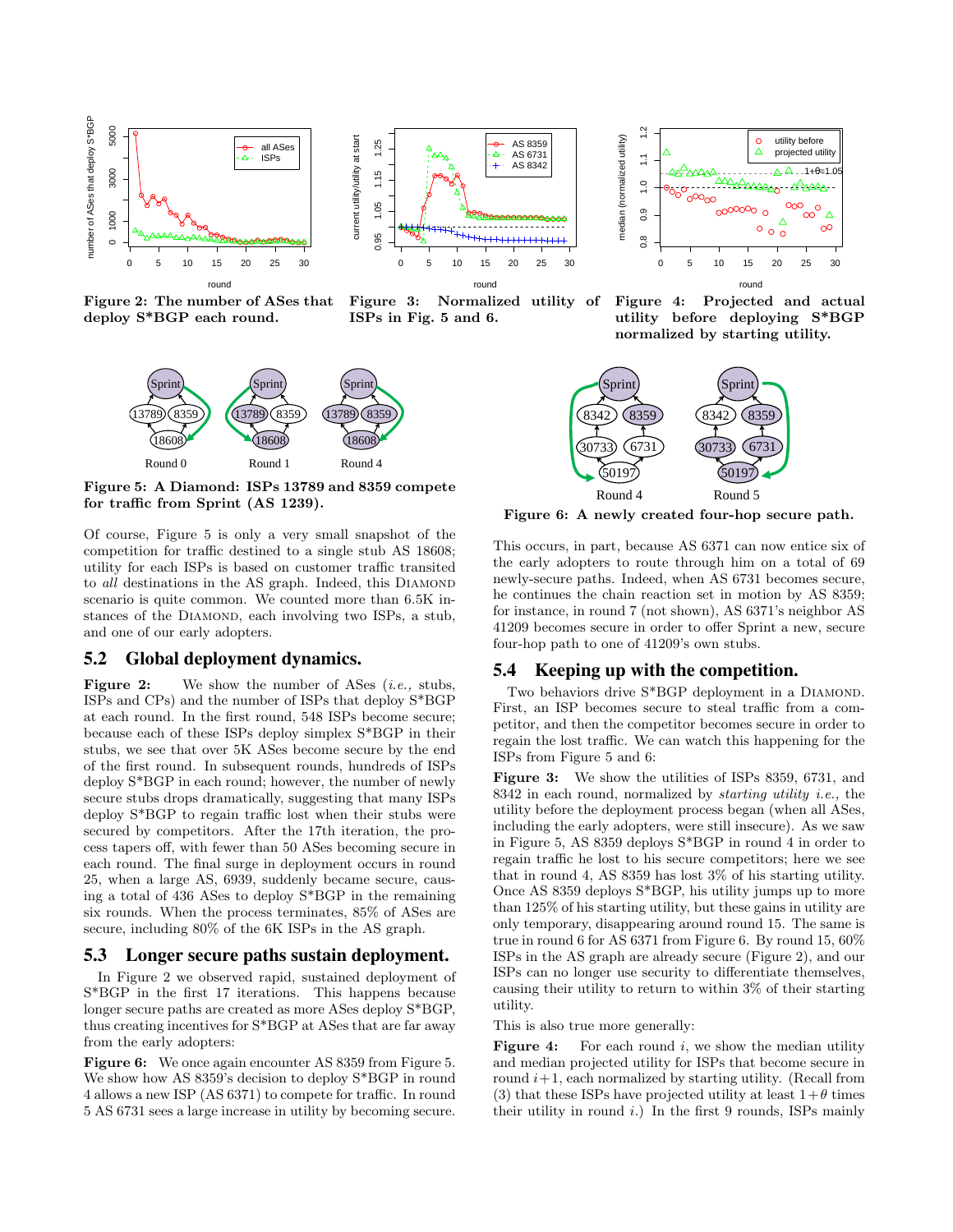Figure 2: The number of ASes that deploy S*BGP each round.

Figure 3: Normalized utility of ISPs in Fig. 5 and 6.

Figure 4: Projected and actual utility before deploying S*BGP normalized by starting utility.

Figure 5: A Diamond: ISPs 13789 and 8359 compete for traffic from Sprint (AS 1239).

Figure 6: A newly created four-hop secure path.

Of course, Figure 5 is only a very small snapshot of the competition for traffic destined to a single stub AS 18608; utility for each ISPs is based on customer traffic transited to *all* destinations in the AS graph. Indeed, this DIAMOND scenario is quite common. We counted more than 6.5K instances of the DIAMOND, each involving two ISPs, a stub, and one of our early adopters.

## 5.2 Global deployment dynamics.

**Figure 2:** We show the number of ASes (*i.e.,* stubs, ISPs and CPs) and the number of ISPs that deploy S*BGP at each round. In the first round, 548 ISPs become secure; because each of these ISPs deploy simplex S*BGP in their stubs, we see that over 5K ASes become secure by the end of the first round. In subsequent rounds, hundreds of ISPs deploy S*BGP in each round; however, the number of newly secure stubs drops dramatically, suggesting that many ISPs deploy S*BGP to regain traffic lost when their stubs were secured by competitors. After the 17th iteration, the process tapers off, with fewer than 50 ASes becoming secure in each round. The final surge in deployment occurs in round 25, when a large AS, 6939, suddenly became secure, causing a total of 436 ASes to deploy S*BGP in the remaining six rounds. When the process terminates, 85% of ASes are secure, including 80% of the 6K ISPs in the AS graph.

## 5.3 Longer secure paths sustain deployment.

In Figure 2 we observed rapid, sustained deployment of S*BGP in the first 17 iterations. This happens because longer secure paths are created as more ASes deploy S*BGP, thus creating incentives for S*BGP at ASes that are far away from the early adopters:

**Figure 6:** We once again encounter AS 8359 from Figure 5. We show how AS 8359's decision to deploy S*BGP in round 4 allows a new ISP (AS 6371) to compete for traffic. In round 5 AS 6731 sees a large increase in utility by becoming secure. This occurs, in part, because AS 6371 can now entice six of the early adopters to route through him on a total of 69 newly-secure paths. Indeed, when AS 6731 becomes secure, he continues the chain reaction set in motion by AS 8359; for instance, in round 7 (not shown), AS 6371's neighbor AS 41209 becomes secure in order to offer Sprint a new, secure four-hop path to one of 41209's own stubs.

## 5.4 Keeping up with the competition.

Two behaviors drive S*BGP deployment in a DIAMOND. First, an ISP becomes secure to steal traffic from a competitor, and then the competitor becomes secure in order to regain the lost traffic. We can watch this happening for the ISPs from Figure 5 and 6:

**Figure 3:** We show the utilities of ISPs 8359, 6731, and 8342 in each round, normalized by *starting utility i.e.,* the utility before the deployment process began (when all ASes, including the early adopters, were still insecure). As we saw in Figure 5, AS 8359 deploys S*BGP in round 4 in order to regain traffic he lost to his secure competitors; here we see that in round 4, AS 8359 has lost 3% of his starting utility. Once AS 8359 deploys S*BGP, his utility jumps up to more than 125% of his starting utility, but these gains in utility are only temporary, disappearing around round 15. The same is true in round 6 for AS 6371 from Figure 6. By round 15, 60% ISPs in the AS graph are already secure (Figure 2), and our ISPs can no longer use security to differentiate themselves, causing their utility to return to within 3% of their starting utility.

This is also true more generally:

**Figure 4:** For each round $i$, we show the median utility and median projected utility for ISPs that become secure in round $i+1$, each normalized by starting utility. (Recall from (3) that these ISPs have projected utility at least $1+\theta$ times their utility in round $i$.) In the first 9 rounds, ISPs mainly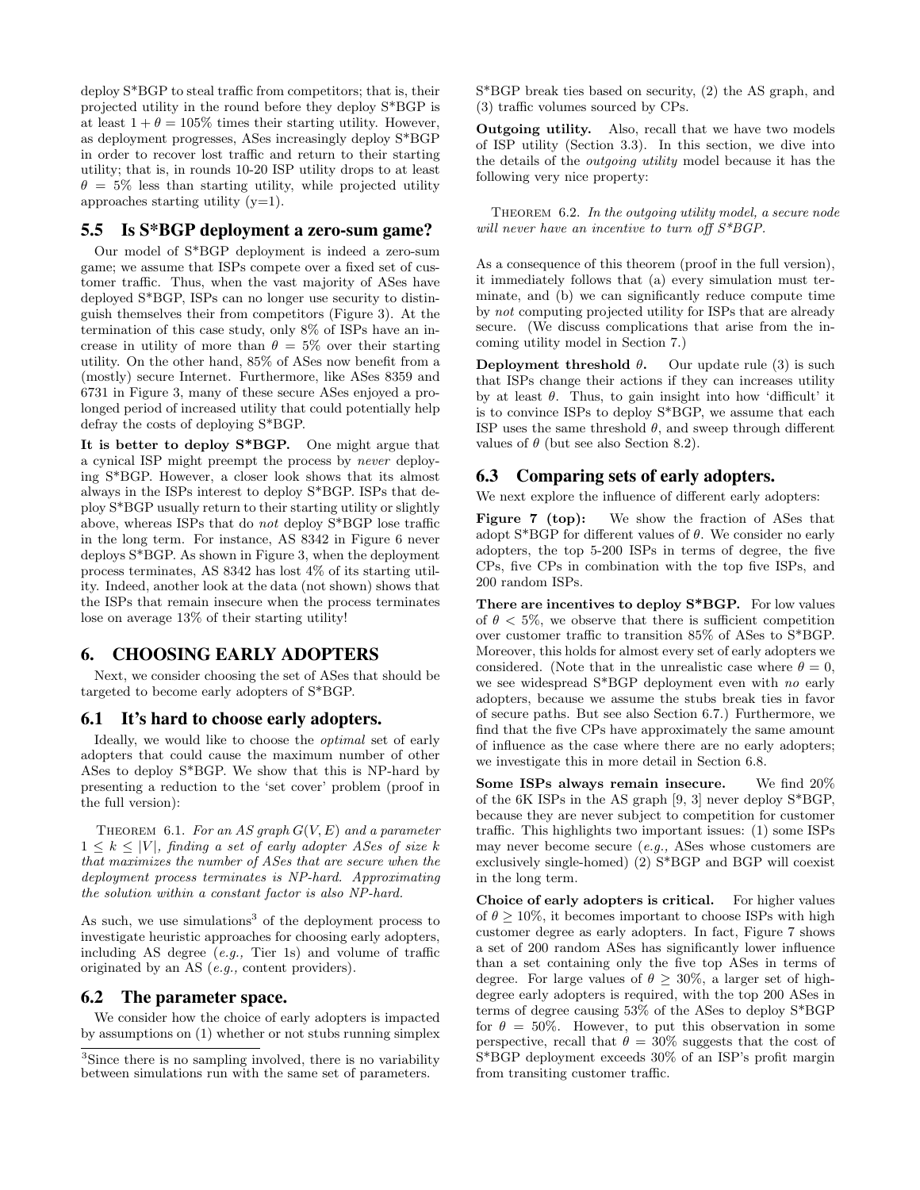deploy S*BGP to steal traffic from competitors; that is, their projected utility in the round before they deploy S*BGP is at least $1 + \theta = 105\%$ times their starting utility. However, as deployment progresses, ASes increasingly deploy S*BGP in order to recover lost traffic and return to their starting utility; that is, in rounds 10-20 ISP utility drops to at least $\theta = 5\%$ less than starting utility, while projected utility approaches starting utility (y=1).

### 5.5 Is S*BGP deployment a zero-sum game?

Our model of S*BGP deployment is indeed a zero-sum game; we assume that ISPs compete over a fixed set of customer traffic. Thus, when the vast majority of ASes have deployed S*BGP, ISPs can no longer use security to distinguish themselves their from competitors (Figure 3). At the termination of this case study, only 8% of ISPs have an increase in utility of more than $\theta = 5\%$ over their starting utility. On the other hand, 85% of ASes now benefit from a (mostly) secure Internet. Furthermore, like ASes 8359 and 6731 in Figure 3, many of these secure ASes enjoyed a prolonged period of increased utility that could potentially help defray the costs of deploying S*BGP.

**It is better to deploy S*BGP.** One might argue that a cynical ISP might preempt the process by *never* deploying S*BGP. However, a closer look shows that its almost always in the ISPs interest to deploy S*BGP. ISPs that deploy S*BGP usually return to their starting utility or slightly above, whereas ISPs that do *not* deploy S*BGP lose traffic in the long term. For instance, AS 8342 in Figure 6 never deploys S*BGP. As shown in Figure 3, when the deployment process terminates, AS 8342 has lost 4% of its starting utility. Indeed, another look at the data (not shown) shows that the ISPs that remain insecure when the process terminates lose on average 13% of their starting utility!

## 6. CHOOSING EARLY ADOPTERS

Next, we consider choosing the set of ASes that should be targeted to become early adopters of S*BGP.

### 6.1 It's hard to choose early adopters.

Ideally, we would like to choose the *optimal* set of early adopters that could cause the maximum number of other ASes to deploy S*BGP. We show that this is NP-hard by presenting a reduction to the 'set cover' problem (proof in the full version):

Theorem 6.1. *For an AS graph $G(V, E)$ and a parameter $1 \leq k \leq |V|$, finding a set of early adopter ASes of size $k$ that maximizes the number of ASes that are secure when the deployment process terminates is NP-hard. Approximating the solution within a constant factor is also NP-hard.*

As such, we use simulations[3] of the deployment process to investigate heuristic approaches for choosing early adopters, including AS degree (*e.g.,* Tier 1s) and volume of traffic originated by an AS (*e.g.,* content providers).

### 6.2 The parameter space.

We consider how the choice of early adopters is impacted by assumptions on (1) whether or not stubs running simplex S*BGP break ties based on security, (2) the AS graph, and (3) traffic volumes sourced by CPs.

**Outgoing utility.** Also, recall that we have two models of ISP utility (Section 3.3). In this section, we dive into the details of the *outgoing utility* model because it has the following very nice property:

Theorem 6.2. *In the outgoing utility model, a secure node will never have an incentive to turn off S*BGP.*

As a consequence of this theorem (proof in the full version), it immediately follows that (a) every simulation must terminate, and (b) we can significantly reduce compute time by *not* computing projected utility for ISPs that are already secure. (We discuss complications that arise from the incoming utility model in Section 7.)

**Deployment threshold $\theta$.** Our update rule (3) is such that ISPs change their actions if they can increases utility by at least $\theta$. Thus, to gain insight into how 'difficult' it is to convince ISPs to deploy S*BGP, we assume that each ISP uses the same threshold $\theta$, and sweep through different values of $\theta$ (but see also Section 8.2).

### 6.3 Comparing sets of early adopters.

We next explore the influence of different early adopters:

**Figure 7 (top):** We show the fraction of ASes that adopt S*BGP for different values of $\theta$. We consider no early adopters, the top 5-200 ISPs in terms of degree, the five CPs, five CPs in combination with the top five ISPs, and 200 random ISPs.

**There are incentives to deploy S*BGP.** For low values of $\theta < 5\%$, we observe that there is sufficient competition over customer traffic to transition 85% of ASes to S*BGP. Moreover, this holds for almost every set of early adopters we considered. (Note that in the unrealistic case where $\theta = 0$, we see widespread S*BGP deployment even with *no* early adopters, because we assume the stubs break ties in favor of secure paths. But see also Section 6.7.) Furthermore, we find that the five CPs have approximately the same amount of influence as the case where there are no early adopters; we investigate this in more detail in Section 6.8.

**Some ISPs always remain insecure.** We find 20% of the 6K ISPs in the AS graph [9, 3] never deploy S*BGP, because they are never subject to competition for customer traffic. This highlights two important issues: (1) some ISPs may never become secure (*e.g.,* ASes whose customers are exclusively single-homed) (2) S*BGP and BGP will coexist in the long term.

**Choice of early adopters is critical.** For higher values of $\theta \geq 10\%$, it becomes important to choose ISPs with high customer degree as early adopters. In fact, Figure 7 shows a set of 200 random ASes has significantly lower influence than a set containing only the five top ASes in terms of degree. For large values of $\theta \geq 30\%$, a larger set of high-degree early adopters is required, with the top 200 ASes in terms of degree causing 53% of the ASes to deploy S*BGP for $\theta = 50\%$. However, to put this observation in some perspective, recall that $\theta = 30\%$ suggests that the cost of S*BGP deployment exceeds 30% of an ISP's profit margin from transiting customer traffic.

[3] Since there is no sampling involved, there is no variability between simulations run with the same set of parameters.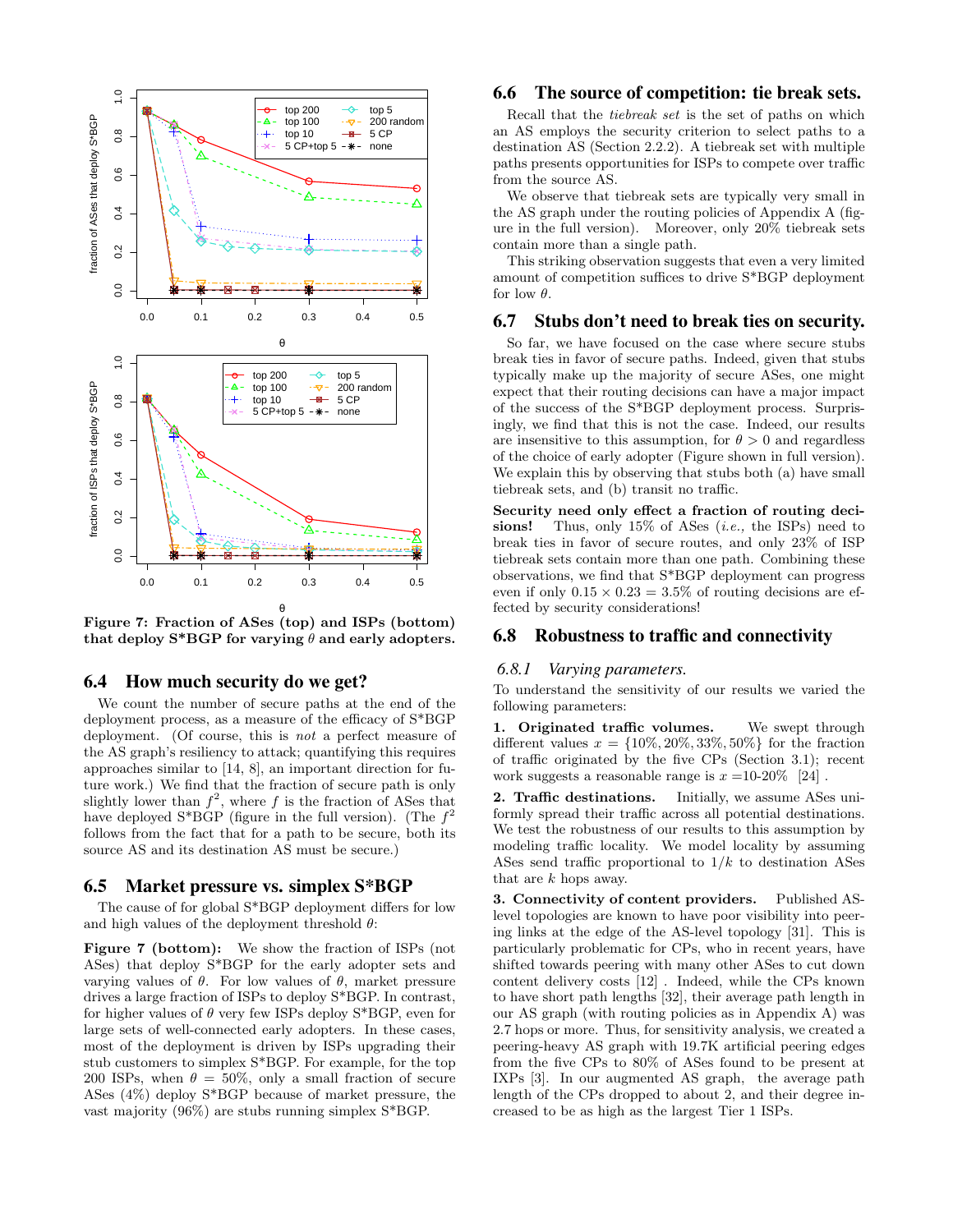Figure 7: Fraction of ASes (top) and ISPs (bottom) that deploy S*BGP for varying $\theta$ and early adopters.

## 6.4 How much security do we get?

We count the number of secure paths at the end of the deployment process, as a measure of the efficacy of S*BGP deployment. (Of course, this is *not* a perfect measure of the AS graph's resiliency to attack; quantifying this requires approaches similar to [14, 8], an important direction for future work.) We find that the fraction of secure path is only slightly lower than $f^2$, where $f$ is the fraction of ASes that have deployed S*BGP (figure in the full version). (The $f^2$ follows from the fact that for a path to be secure, both its source AS and its destination AS must be secure.)

## 6.5 Market pressure vs. simplex S*BGP

The cause of for global S*BGP deployment differs for low and high values of the deployment threshold $\theta$:

**Figure 7 (bottom):** We show the fraction of ISPs (not ASes) that deploy S*BGP for the early adopter sets and varying values of $\theta$. For low values of $\theta$, market pressure drives a large fraction of ISPs to deploy S*BGP. In contrast, for higher values of $\theta$ very few ISPs deploy S*BGP, even for large sets of well-connected early adopters. In these cases, most of the deployment is driven by ISPs upgrading their stub customers to simplex S*BGP. For example, for the top 200 ISPs, when $\theta = 50\%$, only a small fraction of secure ASes (4%) deploy S*BGP because of market pressure, the vast majority (96%) are stubs running simplex S*BGP.

## 6.6 The source of competition: tie break sets.

Recall that the *tiebreak set* is the set of paths on which an AS employs the security criterion to select paths to a destination AS (Section 2.2.2). A tiebreak set with multiple paths presents opportunities for ISPs to compete over traffic from the source AS.

We observe that tiebreak sets are typically very small in the AS graph under the routing policies of Appendix A (figure in the full version). Moreover, only 20% tiebreak sets contain more than a single path.

This striking observation suggests that even a very limited amount of competition suffices to drive S*BGP deployment for low $\theta$.

## 6.7 Stubs don't need to break ties on security.

So far, we have focused on the case where secure stubs break ties in favor of secure paths. Indeed, given that stubs typically make up the majority of secure ASes, one might expect that their routing decisions can have a major impact of the success of the S*BGP deployment process. Surprisingly, we find that this is not the case. Indeed, our results are insensitive to this assumption, for $\theta > 0$ and regardless of the choice of early adopter (Figure shown in full version). We explain this by observing that stubs both (a) have small tiebreak sets, and (b) transit no traffic.

**Security need only effect a fraction of routing decisions!** Thus, only 15% of ASes (*i.e.,* the ISPs) need to break ties in favor of secure routes, and only 23% of ISP tiebreak sets contain more than one path. Combining these observations, we find that S*BGP deployment can progress even if only $0.15 \times 0.23 = 3.5\%$ of routing decisions are effected by security considerations!

## 6.8 Robustness to traffic and connectivity

### 6.8.1 *Varying parameters.*

To understand the sensitivity of our results we varied the following parameters:

**1. Originated traffic volumes.** We swept through different values $x = \{10\%, 20\%, 33\%, 50\%\}$ for the fraction of traffic originated by the five CPs (Section 3.1); recent work suggests a reasonable range is $x$ =10-20% [24] .

**2. Traffic destinations.** Initially, we assume ASes uniformly spread their traffic across all potential destinations. We test the robustness of our results to this assumption by modeling traffic locality. We model locality by assuming ASes send traffic proportional to $1/k$ to destination ASes that are $k$ hops away.

**3. Connectivity of content providers.** Published AS-level topologies are known to have poor visibility into peering links at the edge of the AS-level topology [31]. This is particularly problematic for CPs, who in recent years, have shifted towards peering with many other ASes to cut down content delivery costs [12] . Indeed, while the CPs known to have short path lengths [32], their average path length in our AS graph (with routing policies as in Appendix A) was 2.7 hops or more. Thus, for sensitivity analysis, we created a peering-heavy AS graph with 19.7K artificial peering edges from the five CPs to 80% of ASes found to be present at IXPs [3]. In our augmented AS graph, the average path length of the CPs dropped to about 2, and their degree increased to be as high as the largest Tier 1 ISPs.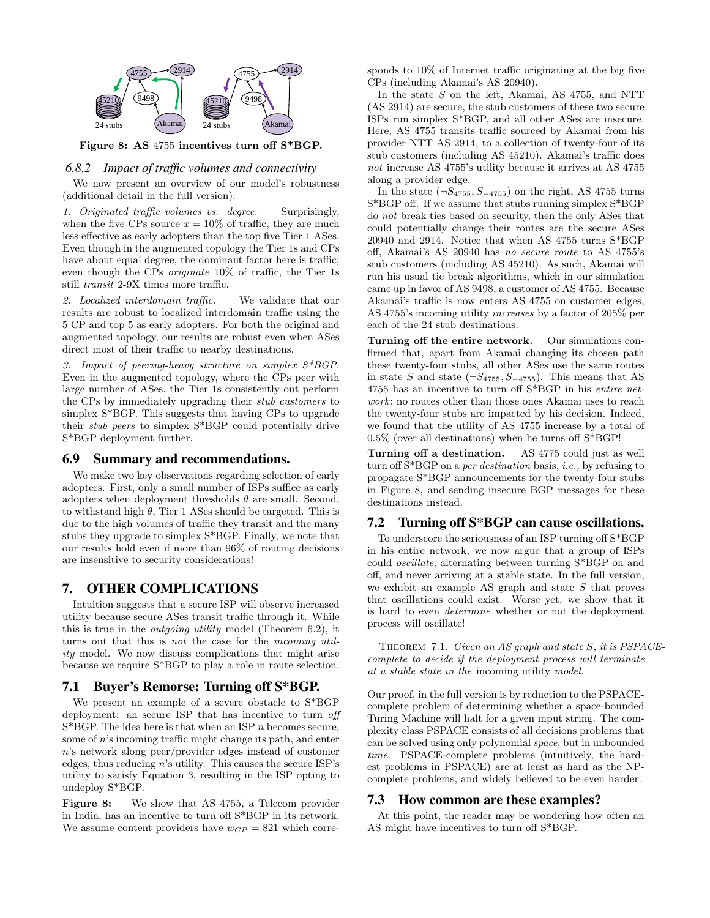Figure 8: AS 4755 incentives turn off S*BGP.

### 6.8.2 Impact of traffic volumes and connectivity

We now present an overview of our model's robustness (additional detail in the full version):

*1. Originated traffic volumes vs. degree.* Surprisingly, when the five CPs source $x = 10\%$ of traffic, they are much less effective as early adopters than the top five Tier 1 ASes. Even though in the augmented topology the Tier 1s and CPs have about equal degree, the dominant factor here is traffic; even though the CPs *originate* 10% of traffic, the Tier 1s still *transit* 2-9X times more traffic.

*2. Localized interdomain traffic.* We validate that our results are robust to localized interdomain traffic using the 5 CP and top 5 as early adopters. For both the original and augmented topology, our results are robust even when ASes direct most of their traffic to nearby destinations.

*3. Impact of peering-heavy structure on simplex S*BGP.* Even in the augmented topology, where the CPs peer with large number of ASes, the Tier 1s consistently out perform the CPs by immediately upgrading their *stub customers* to simplex S*BGP. This suggests that having CPs to upgrade their *stub peers* to simplex S*BGP could potentially drive S*BGP deployment further.

## 6.9 Summary and recommendations.

We make two key observations regarding selection of early adopters. First, only a small number of ISPs suffice as early adopters when deployment thresholds $\theta$ are small. Second, to withstand high $\theta$, Tier 1 ASes should be targeted. This is due to the high volumes of traffic they transit and the many stubs they upgrade to simplex S*BGP. Finally, we note that our results hold even if more than 96% of routing decisions are insensitive to security considerations!

# 7. OTHER COMPLICATIONS

Intuition suggests that a secure ISP will observe increased utility because secure ASes transit traffic through it. While this is true in the *outgoing utility* model (Theorem 6.2), it turns out that this is *not* the case for the *incoming utility* model. We now discuss complications that might arise because we require S*BGP to play a role in route selection.

## 7.1 Buyer's Remorse: Turning off S*BGP.

We present an example of a severe obstacle to S*BGP deployment: an secure ISP that has incentive to turn *off* S*BGP. The idea here is that when an ISP $n$ becomes secure, some of $n$'s incoming traffic might change its path, and enter $n$'s network along peer/provider edges instead of customer edges, thus reducing $n$'s utility. This causes the secure ISP's utility to satisfy Equation 3, resulting in the ISP opting to undeploy S*BGP.

**Figure 8:** We show that AS 4755, a Telecom provider in India, has an incentive to turn off S*BGP in its network. We assume content providers have $w_{CP} = 821$ which corresponds to 10% of Internet traffic originating at the big five CPs (including Akamai's AS 20940).

In the state $S$ on the left, Akamai, AS 4755, and NTT (AS 2914) are secure, the stub customers of these two secure ISPs run simplex S*BGP, and all other ASes are insecure. Here, AS 4755 transits traffic sourced by Akamai from his provider NTT AS 2914, to a collection of twenty-four of its stub customers (including AS 45210). Akamai's traffic does *not* increase AS 4755's utility because it arrives at AS 4755 along a provider edge.

In the state $(\neg S_{4755}, S_{-4755})$ on the right, AS 4755 turns S*BGP off. If we assume that stubs running simplex S*BGP do *not* break ties based on security, then the only ASes that could potentially change their routes are the secure ASes 20940 and 2914. Notice that when AS 4755 turns S*BGP off, Akamai's AS 20940 has *no secure route* to AS 4755's stub customers (including AS 45210). As such, Akamai will run his usual tie break algorithms, which in our simulation came up in favor of AS 9498, a customer of AS 4755. Because Akamai's traffic is now enters AS 4755 on customer edges, AS 4755's incoming utility *increases* by a factor of 205% per each of the 24 stub destinations.

**Turning off the entire network.** Our simulations confirmed that, apart from Akamai changing its chosen path to the twenty-four stubs, all other ASes use the same routes in state $S$ and state $(\neg S_{4755}, S_{-4755})$. This means that AS 4755 has an incentive to turn off S*BGP in his *entire network*; no routes other than those ones Akamai uses to reach the twenty-four stubs are impacted by his decision. Indeed, we found that the utility of AS 4755 increase by a total of 0.5% (over all destinations) when he turns off S*BGP!

**Turning off a destination.** AS 4775 could just as well turn off S*BGP on a *per destination* basis, *i.e.,* by refusing to propagate S*BGP announcements for the twenty-four stubs in Figure 8, and sending insecure BGP messages for these destinations instead.

## 7.2 Turning off S*BGP can cause oscillations.

To underscore the seriousness of an ISP turning off S*BGP in his entire network, we now argue that a group of ISPs could *oscillate*, alternating between turning S*BGP on and off, and never arriving at a stable state. In the full version, we exhibit an example AS graph and state $S$ that proves that oscillations could exist. Worse yet, we show that it is hard to even *determine* whether or not the deployment process will oscillate!

THEOREM 7.1. *Given an AS graph and state S, it is PSPACE-complete to decide if the deployment process will terminate at a stable state in the* incoming utility *model.*

Our proof, in the full version is by reduction to the PSPACE-complete problem of determining whether a space-bounded Turing Machine will halt for a given input string. The complexity class PSPACE consists of all decisions problems that can be solved using only polynomial *space*, but in unbounded *time*. PSPACE-complete problems (intuitively, the hardest problems in PSPACE) are at least as hard as the NP-complete problems, and widely believed to be even harder.

## 7.3 How common are these examples?

At this point, the reader may be wondering how often an AS might have incentives to turn off S*BGP.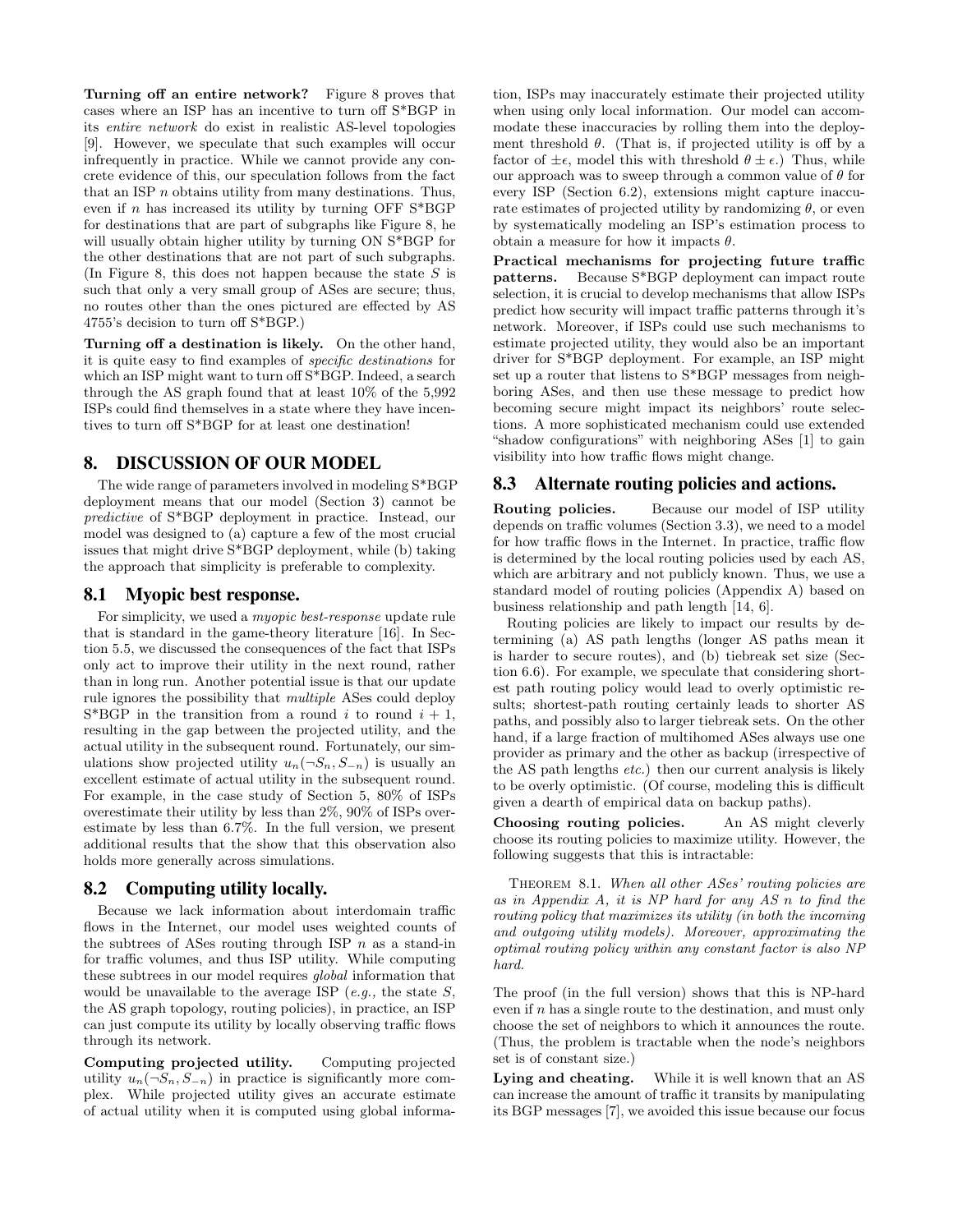**Turning off an entire network?** Figure 8 proves that cases where an ISP has an incentive to turn off S*BGP in its *entire network* do exist in realistic AS-level topologies [9]. However, we speculate that such examples will occur infrequently in practice. While we cannot provide any concrete evidence of this, our speculation follows from the fact that an ISP $n$ obtains utility from many destinations. Thus, even if $n$ has increased its utility by turning OFF S*BGP for destinations that are part of subgraphs like Figure 8, he will usually obtain higher utility by turning ON S*BGP for the other destinations that are not part of such subgraphs. (In Figure 8, this does not happen because the state $S$ is such that only a very small group of ASes are secure; thus, no routes other than the ones pictured are effected by AS 4755's decision to turn off S*BGP.)

**Turning off a destination is likely.** On the other hand, it is quite easy to find examples of *specific destinations* for which an ISP might want to turn off S*BGP. Indeed, a search through the AS graph found that at least 10% of the 5,992 ISPs could find themselves in a state where they have incentives to turn off S*BGP for at least one destination!

## 8. DISCUSSION OF OUR MODEL

The wide range of parameters involved in modeling S*BGP deployment means that our model (Section 3) cannot be *predictive* of S*BGP deployment in practice. Instead, our model was designed to (a) capture a few of the most crucial issues that might drive S*BGP deployment, while (b) taking the approach that simplicity is preferable to complexity.

### 8.1 Myopic best response.

For simplicity, we used a *myopic best-response* update rule that is standard in the game-theory literature [16]. In Section 5.5, we discussed the consequences of the fact that ISPs only act to improve their utility in the next round, rather than in long run. Another potential issue is that our update rule ignores the possibility that *multiple* ASes could deploy S*BGP in the transition from a round $i$ to round $i+1$, resulting in the gap between the projected utility, and the actual utility in the subsequent round. Fortunately, our simulations show projected utility $u_n(\neg S_n, S_{-n})$ is usually an excellent estimate of actual utility in the subsequent round. For example, in the case study of Section 5, 80% of ISPs overestimate their utility by less than 2%, 90% of ISPs overestimate by less than 6.7%. In the full version, we present additional results that the show that this observation also holds more generally across simulations.

### 8.2 Computing utility locally.

Because we lack information about interdomain traffic flows in the Internet, our model uses weighted counts of the subtrees of ASes routing through ISP $n$ as a stand-in for traffic volumes, and thus ISP utility. While computing these subtrees in our model requires *global* information that would be unavailable to the average ISP (*e.g.,* the state $S$, the AS graph topology, routing policies), in practice, an ISP can just compute its utility by locally observing traffic flows through its network.

**Computing projected utility.** Computing projected utility $u_n(\neg S_n, S_{-n})$ in practice is significantly more complex. While projected utility gives an accurate estimate of actual utility when it is computed using global information, ISPs may inaccurately estimate their projected utility when using only local information. Our model can accommodate these inaccuracies by rolling them into the deployment threshold $\theta$. (That is, if projected utility is off by a factor of $\pm\epsilon$, model this with threshold $\theta \pm \epsilon$.) Thus, while our approach was to sweep through a common value of $\theta$ for every ISP (Section 6.2), extensions might capture inaccurate estimates of projected utility by randomizing $\theta$, or even by systematically modeling an ISP's estimation process to obtain a measure for how it impacts $\theta$.

**Practical mechanisms for projecting future traffic patterns.** Because S*BGP deployment can impact route selection, it is crucial to develop mechanisms that allow ISPs predict how security will impact traffic patterns through it's network. Moreover, if ISPs could use such mechanisms to estimate projected utility, they would also be an important driver for S*BGP deployment. For example, an ISP might set up a router that listens to S*BGP messages from neighboring ASes, and then use these message to predict how becoming secure might impact its neighbors' route selections. A more sophisticated mechanism could use extended "shadow configurations" with neighboring ASes [1] to gain visibility into how traffic flows might change.

### 8.3 Alternate routing policies and actions.

**Routing policies.** Because our model of ISP utility depends on traffic volumes (Section 3.3), we need to a model for how traffic flows in the Internet. In practice, traffic flow is determined by the local routing policies used by each AS, which are arbitrary and not publicly known. Thus, we use a standard model of routing policies (Appendix A) based on business relationship and path length [14, 6].

Routing policies are likely to impact our results by determining (a) AS path lengths (longer AS paths mean it is harder to secure routes), and (b) tiebreak set size (Section 6.6). For example, we speculate that considering shortest path routing policy would lead to overly optimistic results; shortest-path routing certainly leads to shorter AS paths, and possibly also to larger tiebreak sets. On the other hand, if a large fraction of multihomed ASes always use one provider as primary and the other as backup (irrespective of the AS path lengths *etc.*) then our current analysis is likely to be overly optimistic. (Of course, modeling this is difficult given a dearth of empirical data on backup paths).

**Choosing routing policies.** An AS might cleverly choose its routing policies to maximize utility. However, the following suggests that this is intractable:

Theorem 8.1. *When all other ASes' routing policies are as in Appendix A, it is NP hard for any AS n to find the routing policy that maximizes its utility (in both the incoming and outgoing utility models). Moreover, approximating the optimal routing policy within any constant factor is also NP hard.*

The proof (in the full version) shows that this is NP-hard even if $n$ has a single route to the destination, and must only choose the set of neighbors to which it announces the route. (Thus, the problem is tractable when the node's neighbors set is of constant size.)

**Lying and cheating.** While it is well known that an AS can increase the amount of traffic it transits by manipulating its BGP messages [7], we avoided this issue because our focus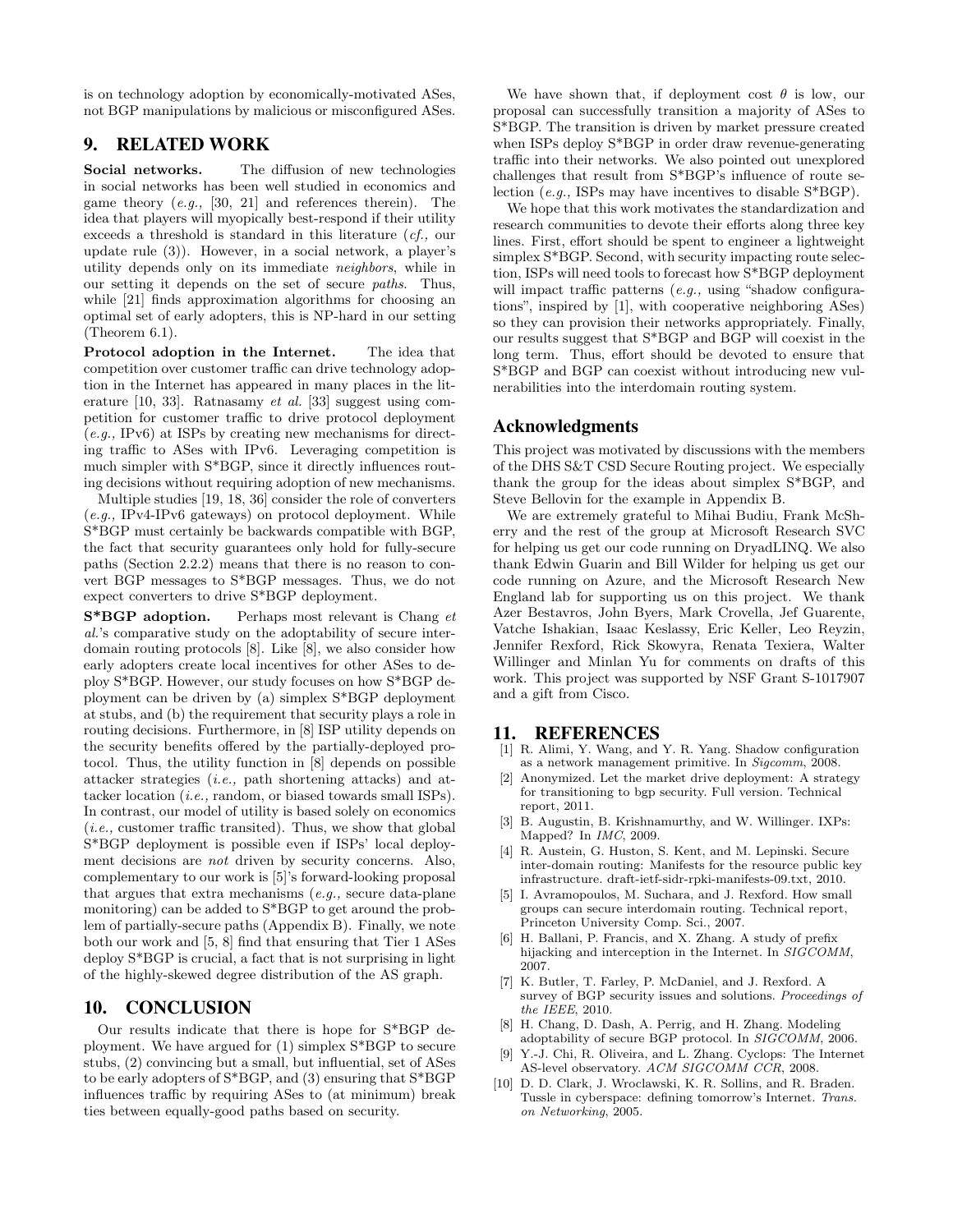is on technology adoption by economically-motivated ASes, not BGP manipulations by malicious or misconfigured ASes.

## 9. RELATED WORK

**Social networks.** The diffusion of new technologies in social networks has been well studied in economics and game theory (*e.g.,* [30, 21] and references therein). The idea that players will myopically best-respond if their utility exceeds a threshold is standard in this literature (*cf.,* our update rule (3)). However, in a social network, a player's utility depends only on its immediate *neighbors*, while in our setting it depends on the set of secure *paths*. Thus, while [21] finds approximation algorithms for choosing an optimal set of early adopters, this is NP-hard in our setting (Theorem 6.1).

**Protocol adoption in the Internet.** The idea that competition over customer traffic can drive technology adoption in the Internet has appeared in many places in the literature [10, 33]. Ratnasamy *et al.* [33] suggest using competition for customer traffic to drive protocol deployment (*e.g.,* IPv6) at ISPs by creating new mechanisms for directing traffic to ASes with IPv6. Leveraging competition is much simpler with S*BGP, since it directly influences routing decisions without requiring adoption of new mechanisms.

Multiple studies [19, 18, 36] consider the role of converters (*e.g.,* IPv4-IPv6 gateways) on protocol deployment. While S*BGP must certainly be backwards compatible with BGP, the fact that security guarantees only hold for fully-secure paths (Section 2.2.2) means that there is no reason to convert BGP messages to S*BGP messages. Thus, we do not expect converters to drive S*BGP deployment.

**S*BGP adoption.** Perhaps most relevant is Chang *et al.*'s comparative study on the adoptability of secure interdomain routing protocols [8]. Like [8], we also consider how early adopters create local incentives for other ASes to deploy S*BGP. However, our study focuses on how S*BGP deployment can be driven by (a) simplex S*BGP deployment at stubs, and (b) the requirement that security plays a role in routing decisions. Furthermore, in [8] ISP utility depends on the security benefits offered by the partially-deployed protocol. Thus, the utility function in [8] depends on possible attacker strategies (*i.e.,* path shortening attacks) and attacker location (*i.e.,* random, or biased towards small ISPs). In contrast, our model of utility is based solely on economics (*i.e.,* customer traffic transited). Thus, we show that global S*BGP deployment is possible even if ISPs' local deployment decisions are *not* driven by security concerns. Also, complementary to our work is [5]'s forward-looking proposal that argues that extra mechanisms (*e.g.,* secure data-plane monitoring) can be added to S*BGP to get around the problem of partially-secure paths (Appendix B). Finally, we note both our work and [5, 8] find that ensuring that Tier 1 ASes deploy S*BGP is crucial, a fact that is not surprising in light of the highly-skewed degree distribution of the AS graph.

## 10. CONCLUSION

Our results indicate that there is hope for S*BGP deployment. We have argued for (1) simplex S*BGP to secure stubs, (2) convincing but a small, but influential, set of ASes to be early adopters of S*BGP, and (3) ensuring that S*BGP influences traffic by requiring ASes to (at minimum) break ties between equally-good paths based on security.

We have shown that, if deployment cost $\theta$ is low, our proposal can successfully transition a majority of ASes to S*BGP. The transition is driven by market pressure created when ISPs deploy S*BGP in order draw revenue-generating traffic into their networks. We also pointed out unexplored challenges that result from S*BGP's influence of route selection (*e.g.,* ISPs may have incentives to disable S*BGP).

We hope that this work motivates the standardization and research communities to devote their efforts along three key lines. First, effort should be spent to engineer a lightweight simplex S*BGP. Second, with security impacting route selection, ISPs will need tools to forecast how S*BGP deployment will impact traffic patterns (*e.g.,* using "shadow configurations", inspired by [1], with cooperative neighboring ASes) so they can provision their networks appropriately. Finally, our results suggest that S*BGP and BGP will coexist in the long term. Thus, effort should be devoted to ensure that S*BGP and BGP can coexist without introducing new vulnerabilities into the interdomain routing system.

## Acknowledgments

This project was motivated by discussions with the members of the DHS S&T CSD Secure Routing project. We especially thank the group for the ideas about simplex S*BGP, and Steve Bellovin for the example in Appendix B.

We are extremely grateful to Mihai Budiu, Frank McSherry and the rest of the group at Microsoft Research SVC for helping us get our code running on DryadLINQ. We also thank Edwin Guarin and Bill Wilder for helping us get our code running on Azure, and the Microsoft Research New England lab for supporting us on this project. We thank Azer Bestavros, John Byers, Mark Crovella, Jef Guarente, Vatche Ishakian, Isaac Keslassy, Eric Keller, Leo Reyzin, Jennifer Rexford, Rick Skowyra, Renata Texiera, Walter Willinger and Minlan Yu for comments on drafts of this work. This project was supported by NSF Grant S-1017907 and a gift from Cisco.

## 11. REFERENCES

- [1] R. Alimi, Y. Wang, and Y. R. Yang. Shadow configuration as a network management primitive. In *Sigcomm*, 2008.
- [2] Anonymized. Let the market drive deployment: A strategy for transitioning to bgp security. Full version. Technical report, 2011.
- [3] B. Augustin, B. Krishnamurthy, and W. Willinger. IXPs: Mapped? In *IMC*, 2009.
- [4] R. Austein, G. Huston, S. Kent, and M. Lepinski. Secure inter-domain routing: Manifests for the resource public key infrastructure. draft-ietf-sidr-rpki-manifests-09.txt, 2010.
- [5] I. Avramopoulos, M. Suchara, and J. Rexford. How small groups can secure interdomain routing. Technical report, Princeton University Comp. Sci., 2007.
- [6] H. Ballani, P. Francis, and X. Zhang. A study of prefix hijacking and interception in the Internet. In *SIGCOMM*, 2007.
- [7] K. Butler, T. Farley, P. McDaniel, and J. Rexford. A survey of BGP security issues and solutions. *Proceedings of the IEEE*, 2010.
- [8] H. Chang, D. Dash, A. Perrig, and H. Zhang. Modeling adoptability of secure BGP protocol. In *SIGCOMM*, 2006.
- [9] Y.-J. Chi, R. Oliveira, and L. Zhang. Cyclops: The Internet AS-level observatory. *ACM SIGCOMM CCR*, 2008.
- [10] D. D. Clark, J. Wroclawski, K. R. Sollins, and R. Braden. Tussle in cyberspace: defining tomorrow's Internet. *Trans. on Networking*, 2005.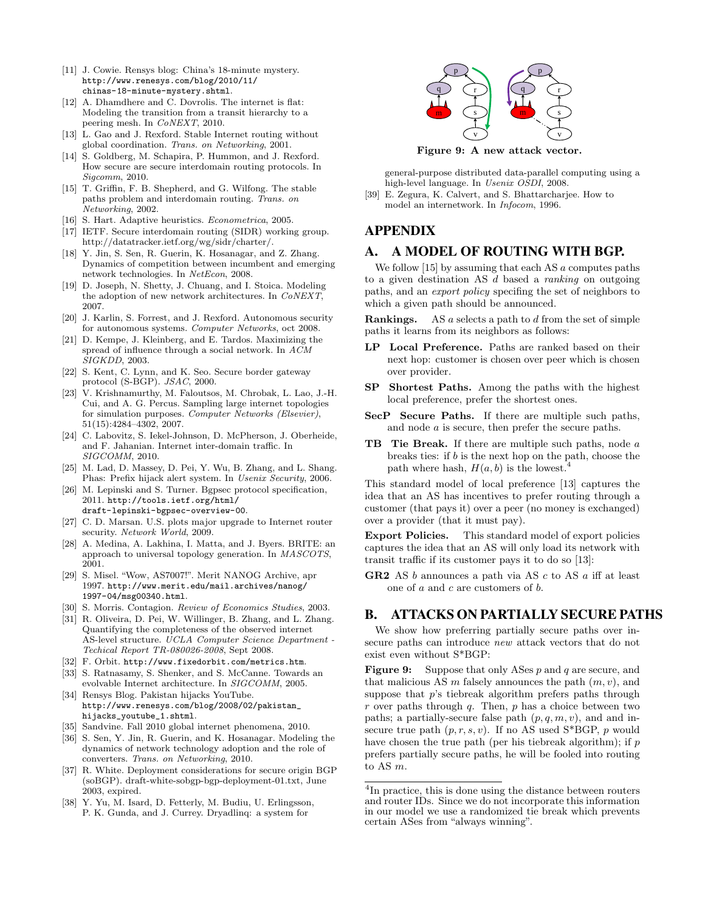[11] J. Cowie. Rensys blog: China's 18-minute mystery. http://www.renesys.com/blog/2010/11/chinas-18-minute-mystery.shtml.

[12] A. Dhamdhere and C. Dovrolis. The internet is flat: Modeling the transition from a transit hierarchy to a peering mesh. In *CoNEXT*, 2010.

[13] L. Gao and J. Rexford. Stable Internet routing without global coordination. *Trans. on Networking*, 2001.

[14] S. Goldberg, M. Schapira, P. Hummon, and J. Rexford. How secure are secure interdomain routing protocols. In *Sigcomm*, 2010.

[15] T. Griffin, F. B. Shepherd, and G. Wilfong. The stable paths problem and interdomain routing. *Trans. on Networking*, 2002.

[16] S. Hart. Adaptive heuristics. *Econometrica*, 2005.

[17] IETF. Secure interdomain routing (SIDR) working group. http://datatracker.ietf.org/wg/sidr/charter/.

[18] Y. Jin, S. Sen, R. Guerin, K. Hosanagar, and Z. Zhang. Dynamics of competition between incumbent and emerging network technologies. In *NetEcon*, 2008.

[19] D. Joseph, N. Shetty, J. Chuang, and I. Stoica. Modeling the adoption of new network architectures. In *CoNEXT*, 2007.

[20] J. Karlin, S. Forrest, and J. Rexford. Autonomous security for autonomous systems. *Computer Networks*, oct 2008.

[21] D. Kempe, J. Kleinberg, and E. Tardos. Maximizing the spread of influence through a social network. In *ACM SIGKDD*, 2003.

[22] S. Kent, C. Lynn, and K. Seo. Secure border gateway protocol (S-BGP). *JSAC*, 2000.

[23] V. Krishnamurthy, M. Faloutsos, M. Chrobak, L. Lao, J.-H. Cui, and A. G. Percus. Sampling large internet topologies for simulation purposes. *Computer Networks (Elsevier)*, 51(15):4284–4302, 2007.

[24] C. Labovitz, S. Iekel-Johnson, D. McPherson, J. Oberheide, and F. Jahanian. Internet inter-domain traffic. In *SIGCOMM*, 2010.

[25] M. Lad, D. Massey, D. Pei, Y. Wu, B. Zhang, and L. Shang. Phas: Prefix hijack alert system. In *Usenix Security*, 2006.

[26] M. Lepinski and S. Turner. Bgpsec protocol specification, 2011. http://tools.ietf.org/html/draft-lepinski-bgpsec-overview-00.

[27] C. D. Marsan. U.S. plots major upgrade to Internet router security. *Network World*, 2009.

[28] A. Medina, A. Lakhina, I. Matta, and J. Byers. BRITE: an approach to universal topology generation. In *MASCOTS*, 2001.

[29] S. Misel. "Wow, AS7007!". Merit NANOG Archive, apr 1997. http://www.merit.edu/mail.archives/nanog/1997-04/msg00340.html.

[30] S. Morris. Contagion. *Review of Economics Studies*, 2003.

[31] R. Oliveira, D. Pei, W. Willinger, B. Zhang, and L. Zhang. Quantifying the completeness of the observed internet AS-level structure. *UCLA Computer Science Department - Techical Report TR-080026-2008*, Sept 2008.

[32] F. Orbit. http://www.fixedorbit.com/metrics.htm.

[33] S. Ratnasamy, S. Shenker, and S. McCanne. Towards an evolvable Internet architecture. In *SIGCOMM*, 2005.

[34] Rensys Blog. Pakistan hijacks YouTube. http://www.renesys.com/blog/2008/02/pakistan_hijacks_youtube_1.shtml.

[35] Sandvine. Fall 2010 global internet phenomena, 2010.

[36] S. Sen, Y. Jin, R. Guerin, and K. Hosanagar. Modeling the dynamics of network technology adoption and the role of converters. *Trans. on Networking*, 2010.

[37] R. White. Deployment considerations for secure origin BGP (soBGP). draft-white-sobgp-bgp-deployment-01.txt, June 2003, expired.

[38] Y. Yu, M. Isard, D. Fetterly, M. Budiu, U. Erlingsson, P. K. Gunda, and J. Currey. Dryadlinq: a system for general-purpose distributed data-parallel computing using a high-level language. In *Usenix OSDI*, 2008.

[39] E. Zegura, K. Calvert, and S. Bhattarcharjee. How to model an internetwork. In *Infocom*, 1996.

p q r m s v p q r m s v

**Figure 9: A new attack vector.**

# APPENDIX

## A. A MODEL OF ROUTING WITH BGP.

We follow [15] by assuming that each AS $a$ computes paths to a given destination AS $d$ based a *ranking* on outgoing paths, and an *export policy* specifing the set of neighbors to which a given path should be announced.

**Rankings.** AS $a$ selects a path to $d$ from the set of simple paths it learns from its neighbors as follows:

- **LP Local Preference.** Paths are ranked based on their next hop: customer is chosen over peer which is chosen over provider.
- **SP Shortest Paths.** Among the paths with the highest local preference, prefer the shortest ones.
- **SecP Secure Paths.** If there are multiple such paths, and node $a$ is secure, then prefer the secure paths.
- **TB Tie Break.** If there are multiple such paths, node $a$ breaks ties: if $b$ is the next hop on the path, choose the path where hash, $H(a, b)$ is the lowest.[4]

This standard model of local preference [13] captures the idea that an AS has incentives to prefer routing through a customer (that pays it) over a peer (no money is exchanged) over a provider (that it must pay).

**Export Policies.** This standard model of export policies captures the idea that an AS will only load its network with transit traffic if its customer pays it to do so [13]:

- **GR2** AS $b$ announces a path via AS $c$ to AS $a$ iff at least one of $a$ and $c$ are customers of $b$.

## B. ATTACKS ON PARTIALLY SECURE PATHS

We show how preferring partially secure paths over insecure paths can introduce *new* attack vectors that do not exist even without S*BGP:

**Figure 9:** Suppose that only ASes $p$ and $q$ are secure, and that malicious AS $m$ falsely announces the path $(m, v)$, and suppose that $p$'s tiebreak algorithm prefers paths through $r$ over paths through $q$. Then, $p$ has a choice between two paths; a partially-secure false path $(p, q, m, v)$, and and insecure true path $(p, r, s, v)$. If no AS used S*BGP, $p$ would have chosen the true path (per his tiebreak algorithm); if $p$ prefers partially secure paths, he will be fooled into routing to AS $m$.

[4] In practice, this is done using the distance between routers and router IDs. Since we do not incorporate this information in our model we use a randomized tie break which prevents certain ASes from "always winning".